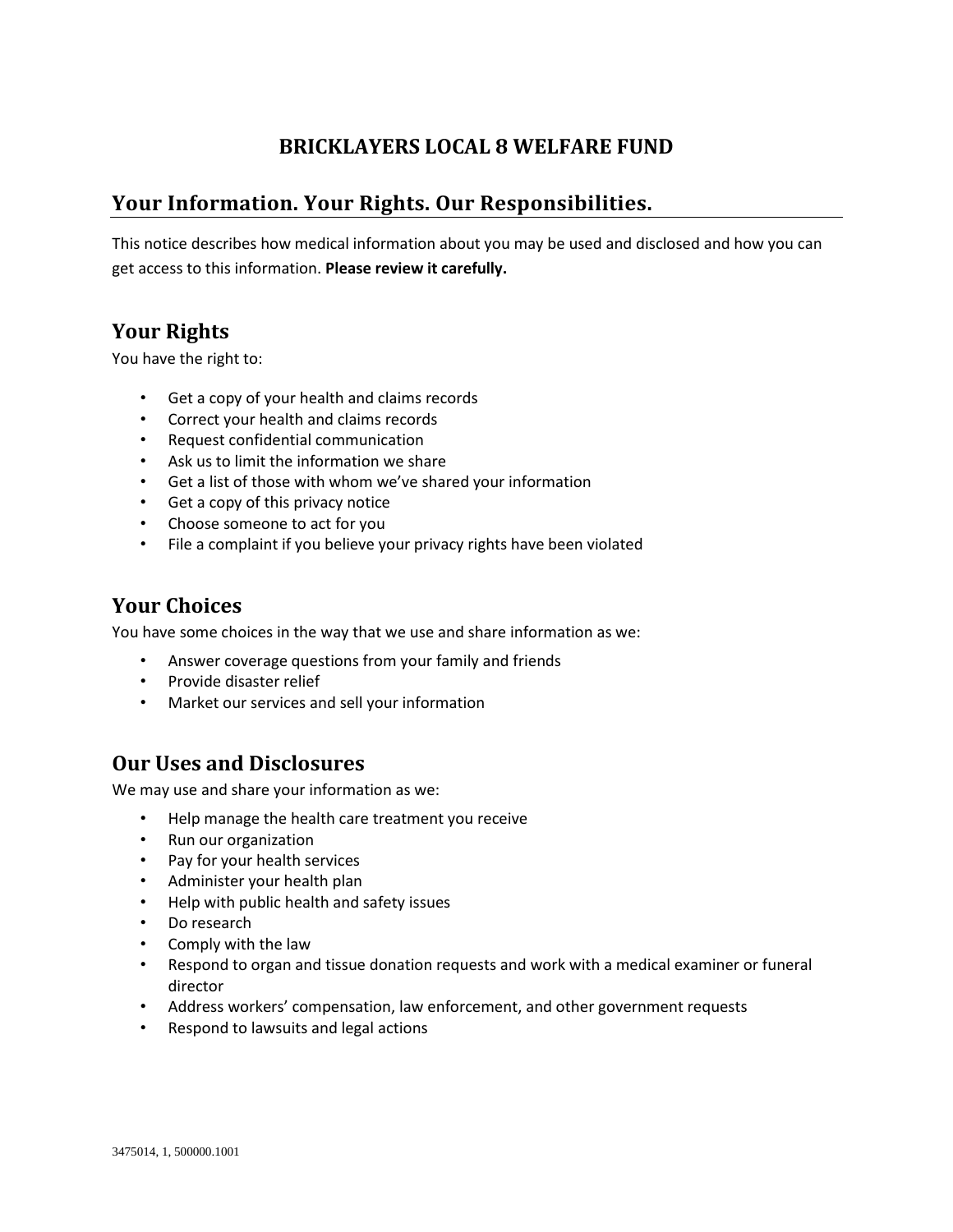# BRICKLAYERS LOCAL 8 WELFARE FUND

## Your Information. Your Rights. Our Responsibilities.

This notice describes how medical information about you may be used and disclosed and how you can get access to this information. **Please review it carefully.**

## Your Rights

You have the right to:

- Get a copy of your health and claims records
- Correct your health and claims records
- Request confidential communication
- Ask us to limit the information we share
- Get a list of those with whom we've shared your information
- Get a copy of this privacy notice
- Choose someone to act for you
- File a complaint if you believe your privacy rights have been violated

## Your Choices

You have some choices in the way that we use and share information as we:

- Answer coverage questions from your family and friends
- Provide disaster relief
- Market our services and sell your information

## Our Uses and Disclosures

We may use and share your information as we:

- Help manage the health care treatment you receive
- Run our organization
- Pay for your health services
- Administer your health plan
- Help with public health and safety issues
- Do research
- Comply with the law
- Respond to organ and tissue donation requests and work with a medical examiner or funeral director
- Address workers' compensation, law enforcement, and other government requests
- Respond to lawsuits and legal actions

3475014, 1, 500000.1001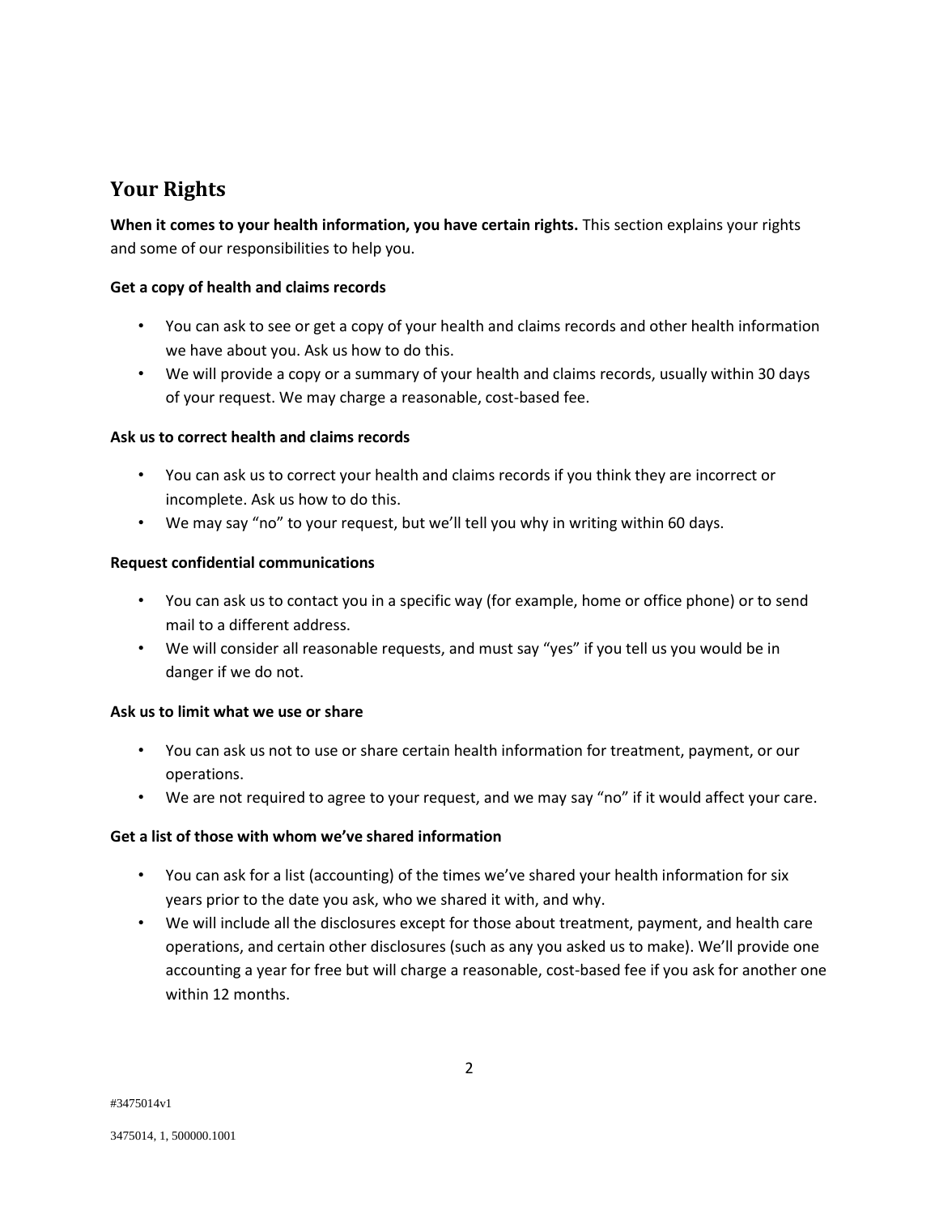## Your Rights

**When it comes to your health information, you have certain rights.** This section explains your rights and some of our responsibilities to help you.

**Get a copy of health and claims records**

- You can ask to see or get a copy of your health and claims records and other health information we have about you. Ask us how to do this.
- We will provide a copy or a summary of your health and claims records, usually within 30 days of your request. We may charge a reasonable, cost-based fee.

**Ask us to correct health and claims records**

- You can ask us to correct your health and claims records if you think they are incorrect or incomplete. Ask us how to do this.
- We may say "no" to your request, but we'll tell you why in writing within 60 days.

**Request confidential communications**

- You can ask us to contact you in a specific way (for example, home or office phone) or to send mail to a different address.
- We will consider all reasonable requests, and must say "yes" if you tell us you would be in danger if we do not.

**Ask us to limit what we use or share**

- You can ask us not to use or share certain health information for treatment, payment, or our operations.
- We are not required to agree to your request, and we may say "no" if it would affect your care.

**Get a list of those with whom we've shared information**

- You can ask for a list (accounting) of the times we've shared your health information for six years prior to the date you ask, who we shared it with, and why.
- We will include all the disclosures except for those about treatment, payment, and health care operations, and certain other disclosures (such as any you asked us to make). We'll provide one accounting a year for free but will charge a reasonable, cost-based fee if you ask for another one within 12 months.

#3475014v1

3475014, 1, 500000.1001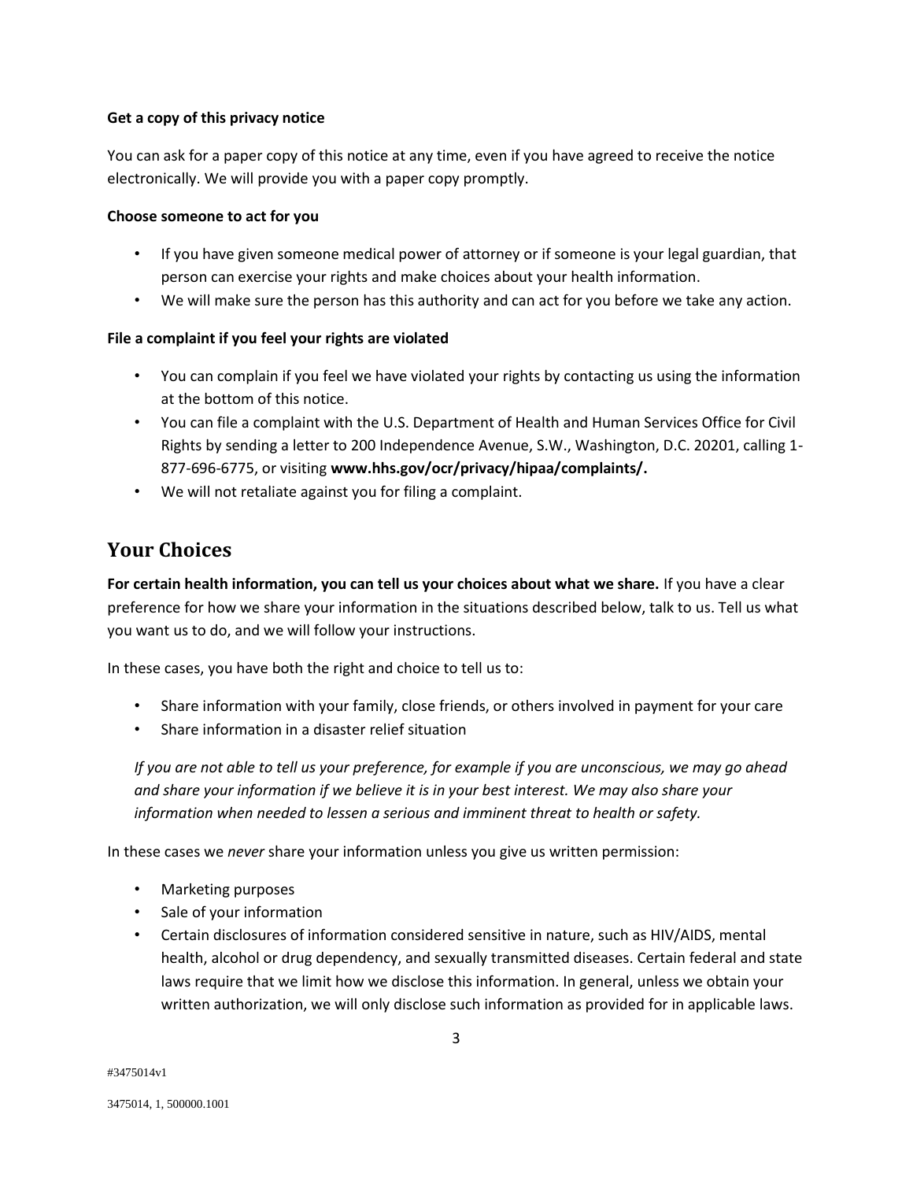**Get a copy of this privacy notice**

You can ask for a paper copy of this notice at any time, even if you have agreed to receive the notice electronically. We will provide you with a paper copy promptly.

**Choose someone to act for you**

- If you have given someone medical power of attorney or if someone is your legal guardian, that person can exercise your rights and make choices about your health information.
- We will make sure the person has this authority and can act for you before we take any action.

**File a complaint if you feel your rights are violated**

- You can complain if you feel we have violated your rights by contacting us using the information at the bottom of this notice.
- You can file a complaint with the U.S. Department of Health and Human Services Office for Civil Rights by sending a letter to 200 Independence Avenue, S.W., Washington, D.C. 20201, calling 1-877-696-6775, or visiting **www.hhs.gov/ocr/privacy/hipaa/complaints/.**
- We will not retaliate against you for filing a complaint.

## Your Choices

**For certain health information, you can tell us your choices about what we share.** If you have a clear preference for how we share your information in the situations described below, talk to us. Tell us what you want us to do, and we will follow your instructions.

In these cases, you have both the right and choice to tell us to:

- Share information with your family, close friends, or others involved in payment for your care
- Share information in a disaster relief situation

*If you are not able to tell us your preference, for example if you are unconscious, we may go ahead and share your information if we believe it is in your best interest. We may also share your information when needed to lessen a serious and imminent threat to health or safety.*

In these cases we *never* share your information unless you give us written permission:

- Marketing purposes
- Sale of your information
- Certain disclosures of information considered sensitive in nature, such as HIV/AIDS, mental health, alcohol or drug dependency, and sexually transmitted diseases. Certain federal and state laws require that we limit how we disclose this information. In general, unless we obtain your written authorization, we will only disclose such information as provided for in applicable laws.

#3475014v1

3475014, 1, 500000.1001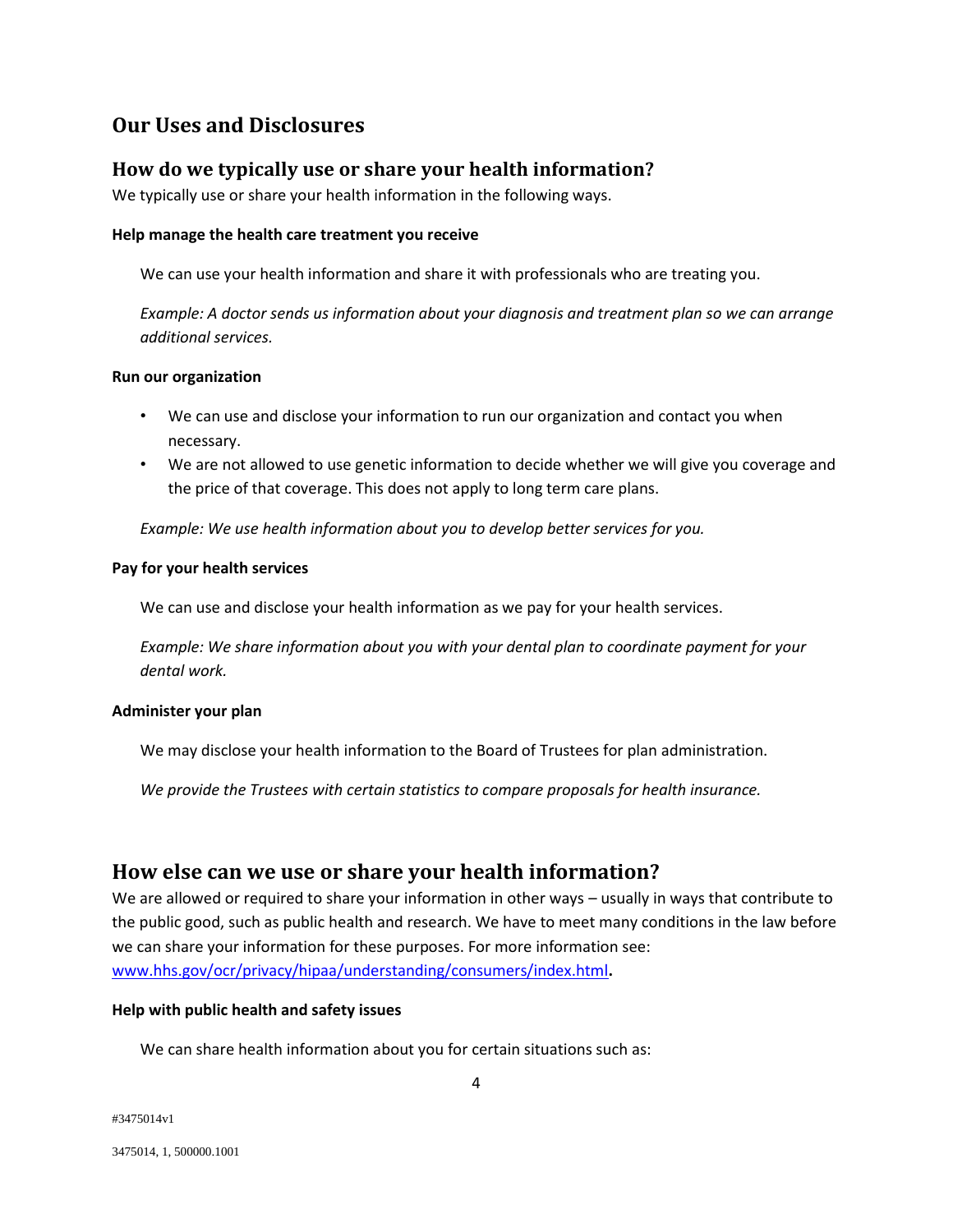## Our Uses and Disclosures

### How do we typically use or share your health information?

We typically use or share your health information in the following ways.

**Help manage the health care treatment you receive**

We can use your health information and share it with professionals who are treating you.

*Example: A doctor sends us information about your diagnosis and treatment plan so we can arrange additional services.*

**Run our organization**

- We can use and disclose your information to run our organization and contact you when necessary.
- We are not allowed to use genetic information to decide whether we will give you coverage and the price of that coverage. This does not apply to long term care plans.

*Example: We use health information about you to develop better services for you.*

**Pay for your health services**

We can use and disclose your health information as we pay for your health services.

*Example: We share information about you with your dental plan to coordinate payment for your dental work.*

**Administer your plan**

We may disclose your health information to the Board of Trustees for plan administration.

*We provide the Trustees with certain statistics to compare proposals for health insurance.*

### How else can we use or share your health information?

We are allowed or required to share your information in other ways – usually in ways that contribute to the public good, such as public health and research. We have to meet many conditions in the law before we can share your information for these purposes. For more information see: [www.hhs.gov/ocr/privacy/hipaa/understanding/consumers/index.html](http://www.hhs.gov/ocr/privacy/hipaa/understanding/consumers/index.html).

**Help with public health and safety issues**

We can share health information about you for certain situations such as:

#3475014v1

3475014, 1, 500000.1001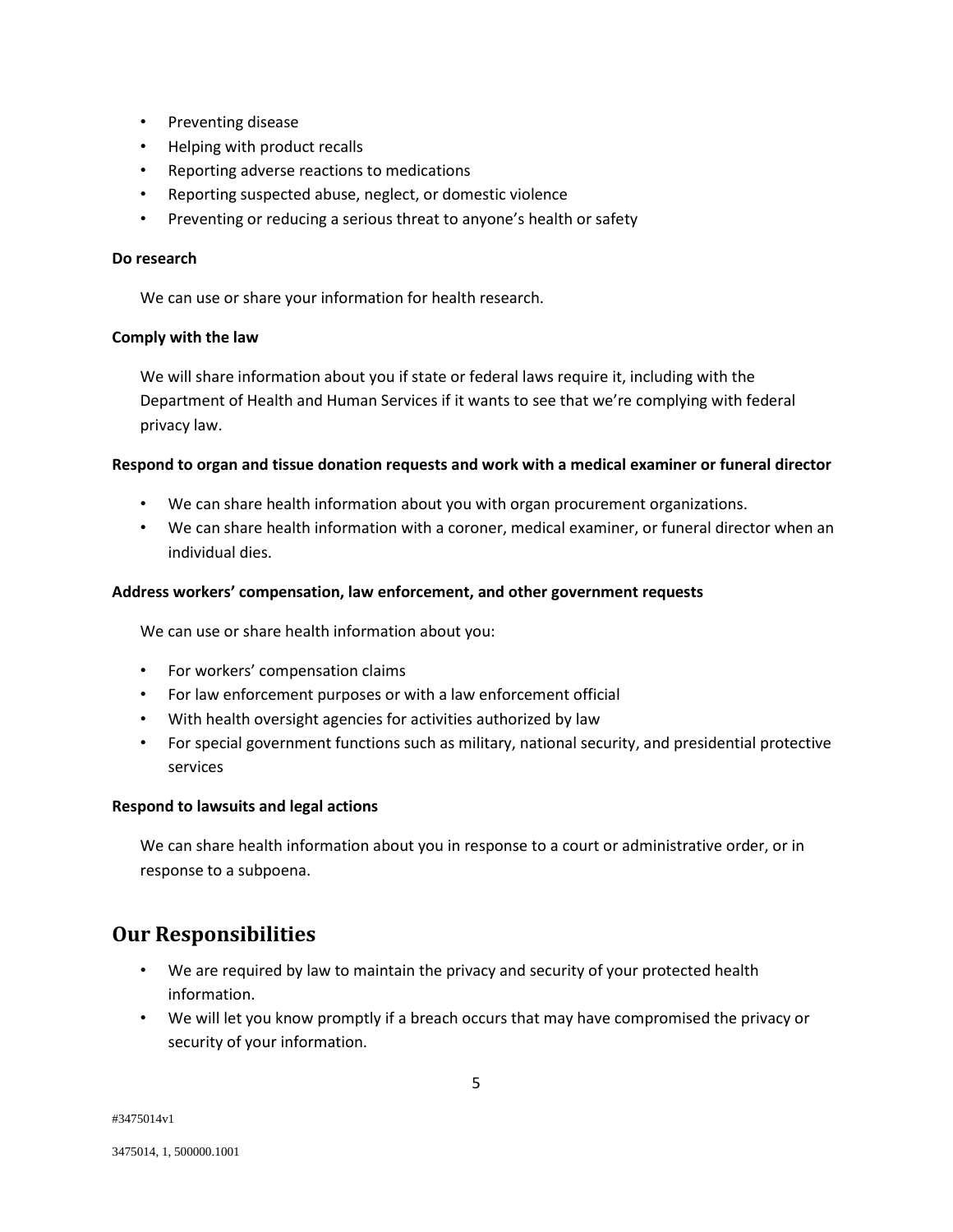- Preventing disease
- Helping with product recalls
- Reporting adverse reactions to medications
- Reporting suspected abuse, neglect, or domestic violence
- Preventing or reducing a serious threat to anyone's health or safety

**Do research**

We can use or share your information for health research.

**Comply with the law**

We will share information about you if state or federal laws require it, including with the Department of Health and Human Services if it wants to see that we're complying with federal privacy law.

**Respond to organ and tissue donation requests and work with a medical examiner or funeral director**

- We can share health information about you with organ procurement organizations.
- We can share health information with a coroner, medical examiner, or funeral director when an individual dies.

**Address workers' compensation, law enforcement, and other government requests**

We can use or share health information about you:

- For workers' compensation claims
- For law enforcement purposes or with a law enforcement official
- With health oversight agencies for activities authorized by law
- For special government functions such as military, national security, and presidential protective services

**Respond to lawsuits and legal actions**

We can share health information about you in response to a court or administrative order, or in response to a subpoena.

## Our Responsibilities

- We are required by law to maintain the privacy and security of your protected health information.
- We will let you know promptly if a breach occurs that may have compromised the privacy or security of your information.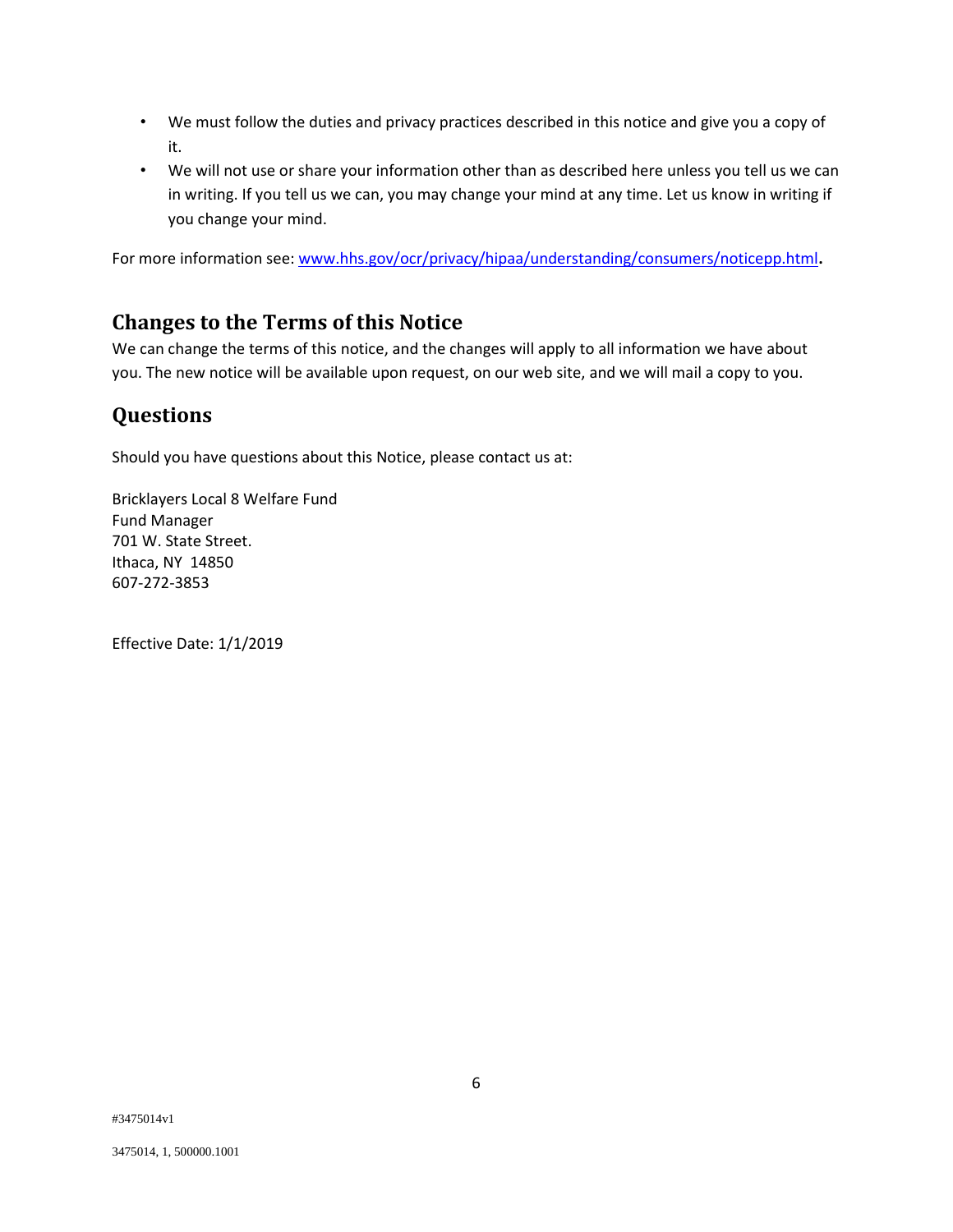- We must follow the duties and privacy practices described in this notice and give you a copy of it.
- We will not use or share your information other than as described here unless you tell us we can in writing. If you tell us we can, you may change your mind at any time. Let us know in writing if you change your mind.

For more information see: www.hhs.gov/ocr/privacy/hipaa/understanding/consumers/noticepp.html.

## Changes to the Terms of this Notice

We can change the terms of this notice, and the changes will apply to all information we have about you. The new notice will be available upon request, on our web site, and we will mail a copy to you.

## Questions

Should you have questions about this Notice, please contact us at:

Bricklayers Local 8 Welfare Fund
Fund Manager
701 W. State Street.
Ithaca, NY 14850
607-272-3853

Effective Date: 1/1/2019

#3475014v1

3475014, 1, 500000.1001